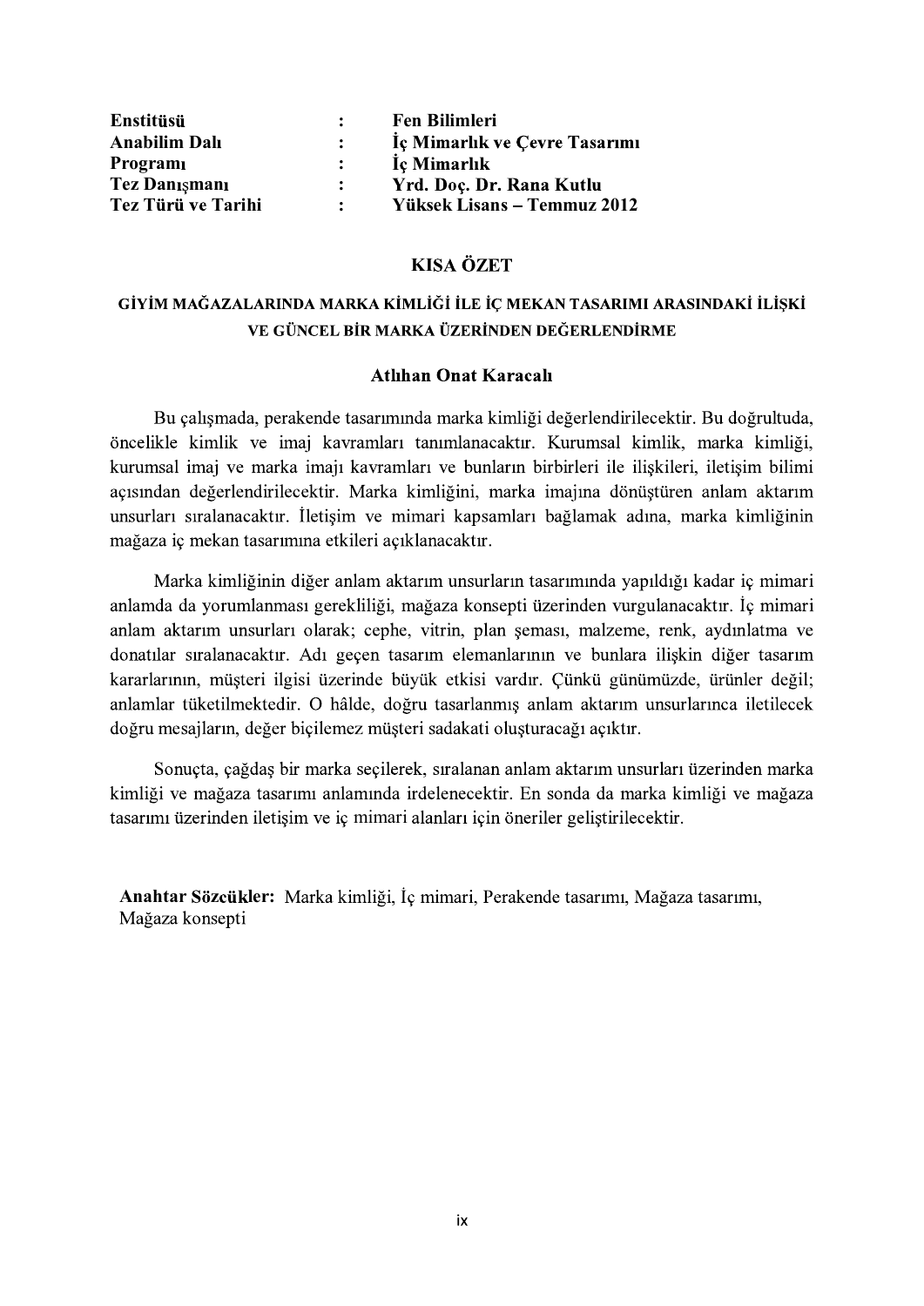| | | |
|---|---|---|
| **Enstitüsü** | **:** | **Fen Bilimleri** |
| **Anabilim Dalı** | **:** | **İç Mimarlık ve Çevre Tasarımı** |
| **Programı** | **:** | **İç Mimarlık** |
| **Tez Danışmanı** | **:** | **Yrd. Doç. Dr. Rana Kutlu** |
| **Tez Türü ve Tarihi** | **:** | **Yüksek Lisans – Temmuz 2012** |

## KISA ÖZET

### GİYİM MAĞAZALARINDA MARKA KİMLİĞİ İLE İÇ MEKAN TASARIMI ARASINDAKİ İLİŞKİ VE GÜNCEL BİR MARKA ÜZERİNDEN DEĞERLENDİRME

**Atılhan Onat Karacalı**

Bu çalışmada, perakende tasarımında marka kimliği değerlendirilecektir. Bu doğrultuda, öncelikle kimlik ve imaj kavramları tanımlanacaktır. Kurumsal kimlik, marka kimliği, kurumsal imaj ve marka imajı kavramları ve bunların birbirleri ile ilişkileri, iletişim bilimi açısından değerlendirilecektir. Marka kimliğini, marka imajına dönüştüren anlam aktarım unsurları sıralanacaktır. İletişim ve mimari kapsamları bağlamak adına, marka kimliğinin mağaza iç mekan tasarımına etkileri açıklanacaktır.

Marka kimliğinin diğer anlam aktarım unsurların tasarımında yapıldığı kadar iç mimari anlamda da yorumlanması gerekliliği, mağaza konsepti üzerinden vurgulanacaktır. İç mimari anlam aktarım unsurları olarak; cephe, vitrin, plan şeması, malzeme, renk, aydınlatma ve donatılar sıralanacaktır. Adı geçen tasarım elemanlarının ve bunlara ilişkin diğer tasarım kararlarının, müşteri ilgisi üzerinde büyük etkisi vardır. Çünkü günümüzde, ürünler değil; anlamlar tüketilmektedir. O hâlde, doğru tasarlanmış anlam aktarım unsurlarınca iletilecek doğru mesajların, değer biçilemez müşteri sadakati oluşturacağı açıktır.

Sonuçta, çağdaş bir marka seçilerek, sıralanan anlam aktarım unsurları üzerinden marka kimliği ve mağaza tasarımı anlamında irdelenecektir. En sonda da marka kimliği ve mağaza tasarımı üzerinden iletişim ve iç mimari alanları için öneriler geliştirilecektir.

**Anahtar Sözcükler:** Marka kimliği, İç mimari, Perakende tasarımı, Mağaza tasarımı, Mağaza konsepti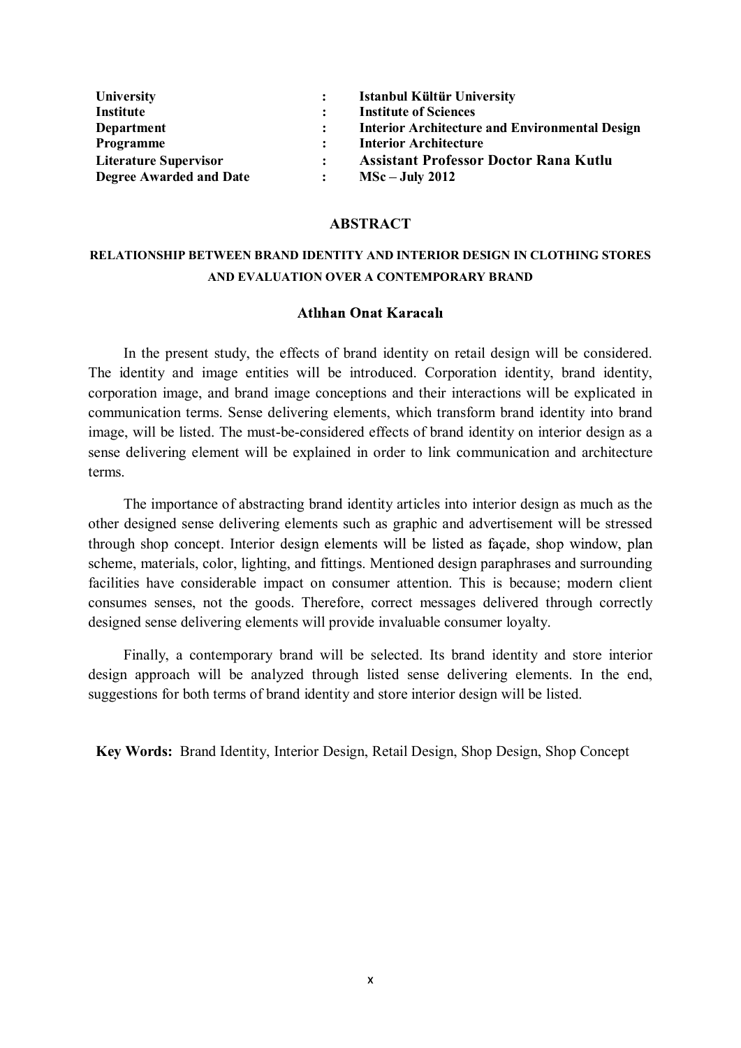| | | |
|---|---|---|
| **University** | **:** | **Istanbul Kültür University** |
| **Institute** | **:** | **Institute of Sciences** |
| **Department** | **:** | **Interior Architecture and Environmental Design** |
| **Programme** | **:** | **Interior Architecture** |
| **Literature Supervisor** | **:** | **Assistant Professor Doctor Rana Kutlu** |
| **Degree Awarded and Date** | **:** | **MSc – July 2012** |

## ABSTRACT

### RELATIONSHIP BETWEEN BRAND IDENTITY AND INTERIOR DESIGN IN CLOTHING STORES AND EVALUATION OVER A CONTEMPORARY BRAND

**Atlıhan Onat Karacalı**

In the present study, the effects of brand identity on retail design will be considered. The identity and image entities will be introduced. Corporation identity, brand identity, corporation image, and brand image conceptions and their interactions will be explicated in communication terms. Sense delivering elements, which transform brand identity into brand image, will be listed. The must-be-considered effects of brand identity on interior design as a sense delivering element will be explained in order to link communication and architecture terms.

The importance of abstracting brand identity articles into interior design as much as the other designed sense delivering elements such as graphic and advertisement will be stressed through shop concept. Interior design elements will be listed as façade, shop window, plan scheme, materials, color, lighting, and fittings. Mentioned design paraphrases and surrounding facilities have considerable impact on consumer attention. This is because; modern client consumes senses, not the goods. Therefore, correct messages delivered through correctly designed sense delivering elements will provide invaluable consumer loyalty.

Finally, a contemporary brand will be selected. Its brand identity and store interior design approach will be analyzed through listed sense delivering elements. In the end, suggestions for both terms of brand identity and store interior design will be listed.

**Key Words:** Brand Identity, Interior Design, Retail Design, Shop Design, Shop Concept